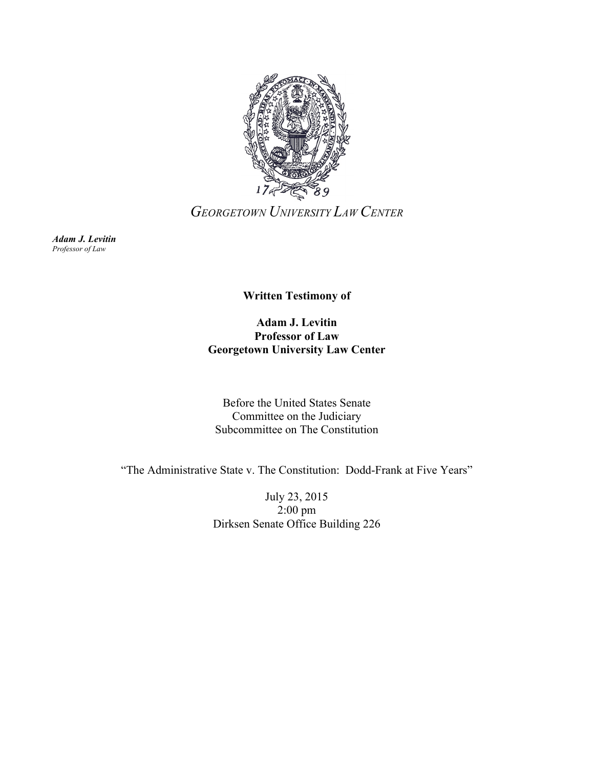*GEORGETOWN UNIVERSITY LAW CENTER*

***Adam J. Levitin***
*Professor of Law*

**Written Testimony of**

**Adam J. Levitin**
**Professor of Law**
**Georgetown University Law Center**

Before the United States Senate
Committee on the Judiciary
Subcommittee on The Constitution

"The Administrative State v. The Constitution: Dodd-Frank at Five Years"

July 23, 2015
2:00 pm
Dirksen Senate Office Building 226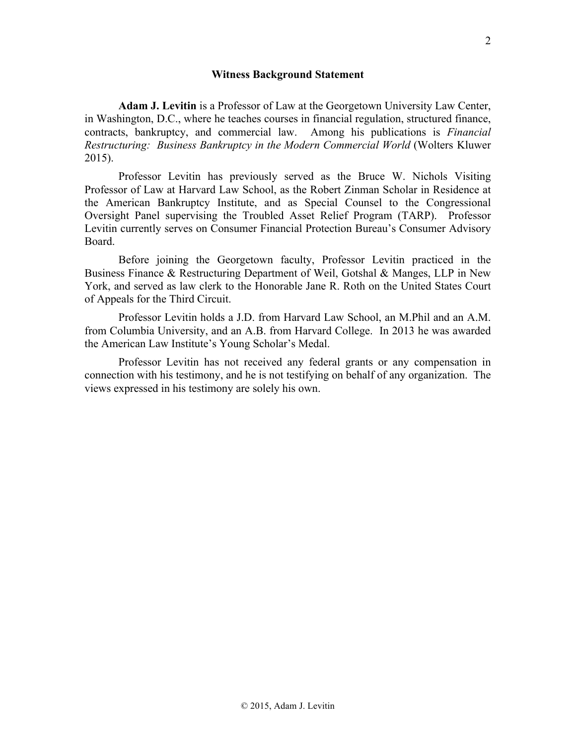## Witness Background Statement

**Adam J. Levitin** is a Professor of Law at the Georgetown University Law Center, in Washington, D.C., where he teaches courses in financial regulation, structured finance, contracts, bankruptcy, and commercial law. Among his publications is *Financial Restructuring: Business Bankruptcy in the Modern Commercial World* (Wolters Kluwer 2015).

Professor Levitin has previously served as the Bruce W. Nichols Visiting Professor of Law at Harvard Law School, as the Robert Zinman Scholar in Residence at the American Bankruptcy Institute, and as Special Counsel to the Congressional Oversight Panel supervising the Troubled Asset Relief Program (TARP). Professor Levitin currently serves on Consumer Financial Protection Bureau's Consumer Advisory Board.

Before joining the Georgetown faculty, Professor Levitin practiced in the Business Finance & Restructuring Department of Weil, Gotshal & Manges, LLP in New York, and served as law clerk to the Honorable Jane R. Roth on the United States Court of Appeals for the Third Circuit.

Professor Levitin holds a J.D. from Harvard Law School, an M.Phil and an A.M. from Columbia University, and an A.B. from Harvard College. In 2013 he was awarded the American Law Institute's Young Scholar's Medal.

Professor Levitin has not received any federal grants or any compensation in connection with his testimony, and he is not testifying on behalf of any organization. The views expressed in his testimony are solely his own.

© 2015, Adam J. Levitin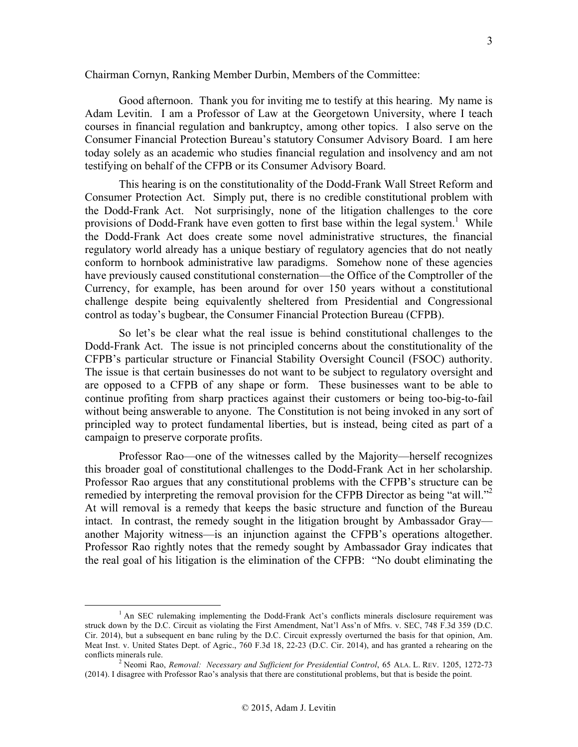Chairman Cornyn, Ranking Member Durbin, Members of the Committee:

Good afternoon. Thank you for inviting me to testify at this hearing. My name is Adam Levitin. I am a Professor of Law at the Georgetown University, where I teach courses in financial regulation and bankruptcy, among other topics. I also serve on the Consumer Financial Protection Bureau's statutory Consumer Advisory Board. I am here today solely as an academic who studies financial regulation and insolvency and am not testifying on behalf of the CFPB or its Consumer Advisory Board.

This hearing is on the constitutionality of the Dodd-Frank Wall Street Reform and Consumer Protection Act. Simply put, there is no credible constitutional problem with the Dodd-Frank Act. Not surprisingly, none of the litigation challenges to the core provisions of Dodd-Frank have even gotten to first base within the legal system.[1] While the Dodd-Frank Act does create some novel administrative structures, the financial regulatory world already has a unique bestiary of regulatory agencies that do not neatly conform to hornbook administrative law paradigms. Somehow none of these agencies have previously caused constitutional consternation—the Office of the Comptroller of the Currency, for example, has been around for over 150 years without a constitutional challenge despite being equivalently sheltered from Presidential and Congressional control as today's bugbear, the Consumer Financial Protection Bureau (CFPB).

So let's be clear what the real issue is behind constitutional challenges to the Dodd-Frank Act. The issue is not principled concerns about the constitutionality of the CFPB's particular structure or Financial Stability Oversight Council (FSOC) authority. The issue is that certain businesses do not want to be subject to regulatory oversight and are opposed to a CFPB of any shape or form. These businesses want to be able to continue profiting from sharp practices against their customers or being too-big-to-fail without being answerable to anyone. The Constitution is not being invoked in any sort of principled way to protect fundamental liberties, but is instead, being cited as part of a campaign to preserve corporate profits.

Professor Rao—one of the witnesses called by the Majority—herself recognizes this broader goal of constitutional challenges to the Dodd-Frank Act in her scholarship. Professor Rao argues that any constitutional problems with the CFPB's structure can be remedied by interpreting the removal provision for the CFPB Director as being "at will."[2] At will removal is a remedy that keeps the basic structure and function of the Bureau intact. In contrast, the remedy sought in the litigation brought by Ambassador Gray—another Majority witness—is an injunction against the CFPB's operations altogether. Professor Rao rightly notes that the remedy sought by Ambassador Gray indicates that the real goal of his litigation is the elimination of the CFPB: "No doubt eliminating the

---

[1] An SEC rulemaking implementing the Dodd-Frank Act's conflicts minerals disclosure requirement was struck down by the D.C. Circuit as violating the First Amendment, Nat'l Ass'n of Mfrs. v. SEC, 748 F.3d 359 (D.C. Cir. 2014), but a subsequent en banc ruling by the D.C. Circuit expressly overturned the basis for that opinion, Am. Meat Inst. v. United States Dept. of Agric., 760 F.3d 18, 22-23 (D.C. Cir. 2014), and has granted a rehearing on the conflicts minerals rule.

[2] Neomi Rao, *Removal: Necessary and Sufficient for Presidential Control*, 65 ALA. L. REV. 1205, 1272-73 (2014). I disagree with Professor Rao's analysis that there are constitutional problems, but that is beside the point.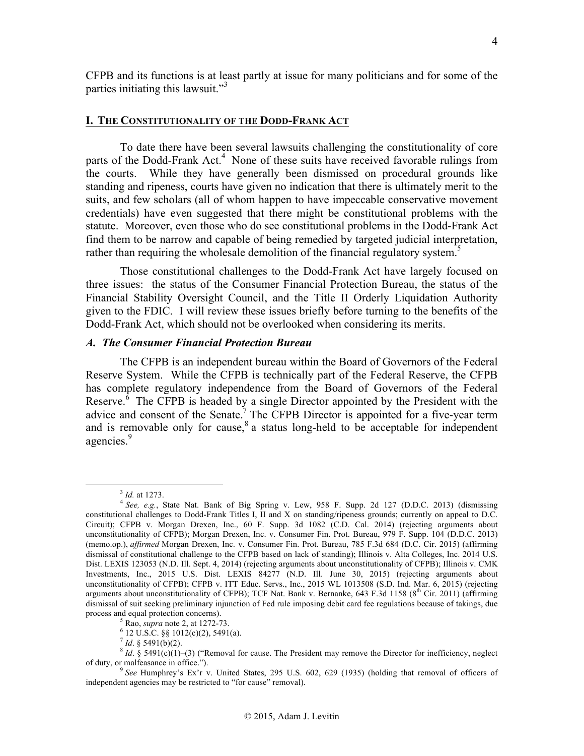CFPB and its functions is at least partly at issue for many politicians and for some of the parties initiating this lawsuit."[3]

## I. THE CONSTITUTIONALITY OF THE DODD-FRANK ACT

To date there have been several lawsuits challenging the constitutionality of core parts of the Dodd-Frank Act.[4] None of these suits have received favorable rulings from the courts. While they have generally been dismissed on procedural grounds like standing and ripeness, courts have given no indication that there is ultimately merit to the suits, and few scholars (all of whom happen to have impeccable conservative movement credentials) have even suggested that there might be constitutional problems with the statute. Moreover, even those who do see constitutional problems in the Dodd-Frank Act find them to be narrow and capable of being remedied by targeted judicial interpretation, rather than requiring the wholesale demolition of the financial regulatory system.[5]

Those constitutional challenges to the Dodd-Frank Act have largely focused on three issues: the status of the Consumer Financial Protection Bureau, the status of the Financial Stability Oversight Council, and the Title II Orderly Liquidation Authority given to the FDIC. I will review these issues briefly before turning to the benefits of the Dodd-Frank Act, which should not be overlooked when considering its merits.

### *A. The Consumer Financial Protection Bureau*

The CFPB is an independent bureau within the Board of Governors of the Federal Reserve System. While the CFPB is technically part of the Federal Reserve, the CFPB has complete regulatory independence from the Board of Governors of the Federal Reserve.[6] The CFPB is headed by a single Director appointed by the President with the advice and consent of the Senate.[7] The CFPB Director is appointed for a five-year term and is removable only for cause,[8] a status long-held to be acceptable for independent agencies.[9]

---

[3] *Id.* at 1273.

[4] *See, e.g.*, State Nat. Bank of Big Spring v. Lew, 958 F. Supp. 2d 127 (D.D.C. 2013) (dismissing constitutional challenges to Dodd-Frank Titles I, II and X on standing/ripeness grounds; currently on appeal to D.C. Circuit); CFPB v. Morgan Drexen, Inc., 60 F. Supp. 3d 1082 (C.D. Cal. 2014) (rejecting arguments about unconstitutionality of CFPB); Morgan Drexen, Inc. v. Consumer Fin. Prot. Bureau, 979 F. Supp. 104 (D.D.C. 2013) (memo.op.), *affirmed* Morgan Drexen, Inc. v. Consumer Fin. Prot. Bureau, 785 F.3d 684 (D.C. Cir. 2015) (affirming dismissal of constitutional challenge to the CFPB based on lack of standing); Illinois v. Alta Colleges, Inc. 2014 U.S. Dist. LEXIS 123053 (N.D. Ill. Sept. 4, 2014) (rejecting arguments about unconstitutionality of CFPB); Illinois v. CMK Investments, Inc., 2015 U.S. Dist. LEXIS 84277 (N.D. Ill. June 30, 2015) (rejecting arguments about unconstitutionality of CFPB); CFPB v. ITT Educ. Servs., Inc., 2015 WL 1013508 (S.D. Ind. Mar. 6, 2015) (rejecting arguments about unconstitutionality of CFPB); TCF Nat. Bank v. Bernanke, 643 F.3d 1158 (8th Cir. 2011) (affirming dismissal of suit seeking preliminary injunction of Fed rule imposing debit card fee regulations because of takings, due process and equal protection concerns).

[5] Rao, *supra* note 2, at 1272-73.

[6] 12 U.S.C. §§ 1012(c)(2), 5491(a).

[7] *Id*. § 5491(b)(2).

[8] *Id*. § 5491(c)(1)–(3) ("Removal for cause. The President may remove the Director for inefficiency, neglect of duty, or malfeasance in office.").

[9] *See* Humphrey's Ex'r v. United States, 295 U.S. 602, 629 (1935) (holding that removal of officers of independent agencies may be restricted to "for cause" removal).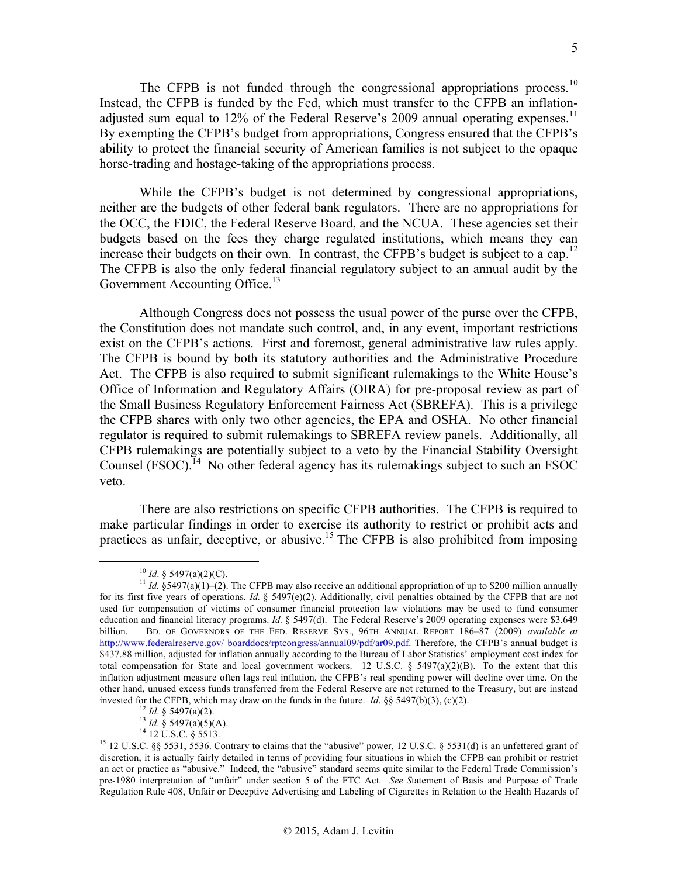The CFPB is not funded through the congressional appropriations process.[10] Instead, the CFPB is funded by the Fed, which must transfer to the CFPB an inflation-adjusted sum equal to 12% of the Federal Reserve's 2009 annual operating expenses.[11] By exempting the CFPB's budget from appropriations, Congress ensured that the CFPB's ability to protect the financial security of American families is not subject to the opaque horse-trading and hostage-taking of the appropriations process.

While the CFPB's budget is not determined by congressional appropriations, neither are the budgets of other federal bank regulators. There are no appropriations for the OCC, the FDIC, the Federal Reserve Board, and the NCUA. These agencies set their budgets based on the fees they charge regulated institutions, which means they can increase their budgets on their own. In contrast, the CFPB's budget is subject to a cap.[12] The CFPB is also the only federal financial regulatory subject to an annual audit by the Government Accounting Office.[13]

Although Congress does not possess the usual power of the purse over the CFPB, the Constitution does not mandate such control, and, in any event, important restrictions exist on the CFPB's actions. First and foremost, general administrative law rules apply. The CFPB is bound by both its statutory authorities and the Administrative Procedure Act. The CFPB is also required to submit significant rulemakings to the White House's Office of Information and Regulatory Affairs (OIRA) for pre-proposal review as part of the Small Business Regulatory Enforcement Fairness Act (SBREFA). This is a privilege the CFPB shares with only two other agencies, the EPA and OSHA. No other financial regulator is required to submit rulemakings to SBREFA review panels. Additionally, all CFPB rulemakings are potentially subject to a veto by the Financial Stability Oversight Counsel (FSOC).[14] No other federal agency has its rulemakings subject to such an FSOC veto.

There are also restrictions on specific CFPB authorities. The CFPB is required to make particular findings in order to exercise its authority to restrict or prohibit acts and practices as unfair, deceptive, or abusive.[15] The CFPB is also prohibited from imposing

---

[10] *Id*. § 5497(a)(2)(C).

[11] *Id.* §5497(a)(1)–(2). The CFPB may also receive an additional appropriation of up to $200 million annually for its first five years of operations. *Id.* § 5497(e)(2). Additionally, civil penalties obtained by the CFPB that are not used for compensation of victims of consumer financial protection law violations may be used to fund consumer education and financial literacy programs. *Id.* § 5497(d). The Federal Reserve's 2009 operating expenses were $3.649 billion. BD. OF GOVERNORS OF THE FED. RESERVE SYS., 96TH ANNUAL REPORT 186–87 (2009) *available at* http://www.federalreserve.gov/ boarddocs/rptcongress/annual09/pdf/ar09.pdf. Therefore, the CFPB's annual budget is $437.88 million, adjusted for inflation annually according to the Bureau of Labor Statistics' employment cost index for total compensation for State and local government workers. 12 U.S.C. § 5497(a)(2)(B). To the extent that this inflation adjustment measure often lags real inflation, the CFPB's real spending power will decline over time. On the other hand, unused excess funds transferred from the Federal Reserve are not returned to the Treasury, but are instead invested for the CFPB, which may draw on the funds in the future. *Id*. §§ 5497(b)(3), (c)(2).

[12] *Id*. § 5497(a)(2).

[13] *Id*. § 5497(a)(5)(A).

[14] 12 U.S.C. § 5513.

[15] 12 U.S.C. §§ 5531, 5536. Contrary to claims that the "abusive" power, 12 U.S.C. § 5531(d) is an unfettered grant of discretion, it is actually fairly detailed in terms of providing four situations in which the CFPB can prohibit or restrict an act or practice as "abusive." Indeed, the "abusive" standard seems quite similar to the Federal Trade Commission's pre-1980 interpretation of "unfair" under section 5 of the FTC Act. *See S*tatement of Basis and Purpose of Trade Regulation Rule 408, Unfair or Deceptive Advertising and Labeling of Cigarettes in Relation to the Health Hazards of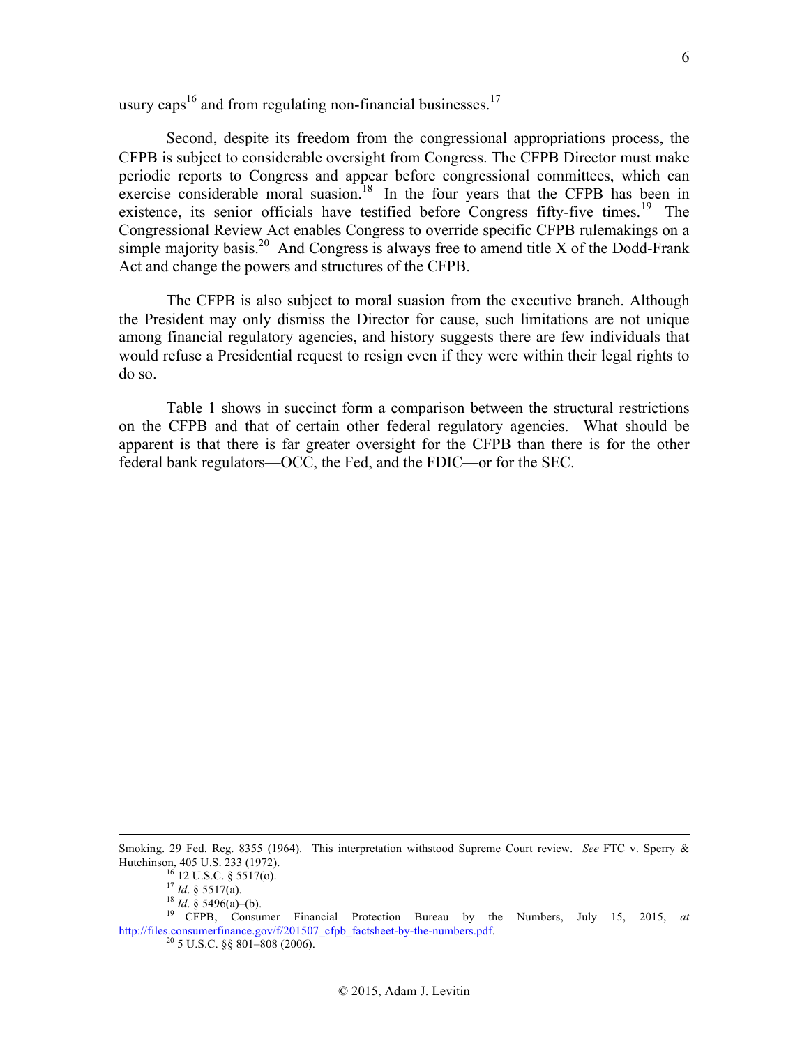usury caps[16] and from regulating non-financial businesses.[17]

Second, despite its freedom from the congressional appropriations process, the CFPB is subject to considerable oversight from Congress. The CFPB Director must make periodic reports to Congress and appear before congressional committees, which can exercise considerable moral suasion.[18] In the four years that the CFPB has been in existence, its senior officials have testified before Congress fifty-five times.[19] The Congressional Review Act enables Congress to override specific CFPB rulemakings on a simple majority basis.[20] And Congress is always free to amend title X of the Dodd-Frank Act and change the powers and structures of the CFPB.

The CFPB is also subject to moral suasion from the executive branch. Although the President may only dismiss the Director for cause, such limitations are not unique among financial regulatory agencies, and history suggests there are few individuals that would refuse a Presidential request to resign even if they were within their legal rights to do so.

Table 1 shows in succinct form a comparison between the structural restrictions on the CFPB and that of certain other federal regulatory agencies. What should be apparent is that there is far greater oversight for the CFPB than there is for the other federal bank regulators—OCC, the Fed, and the FDIC—or for the SEC.

---

Smoking. 29 Fed. Reg. 8355 (1964). This interpretation withstood Supreme Court review. *See* FTC v. Sperry & Hutchinson, 405 U.S. 233 (1972).

[16] 12 U.S.C. § 5517(o).

[17] *Id*. § 5517(a).

[18] *Id*. § 5496(a)–(b).

[19] CFPB, Consumer Financial Protection Bureau by the Numbers, July 15, 2015, *at* http://files.consumerfinance.gov/f/201507_cfpb_factsheet-by-the-numbers.pdf.

[20] 5 U.S.C. §§ 801–808 (2006).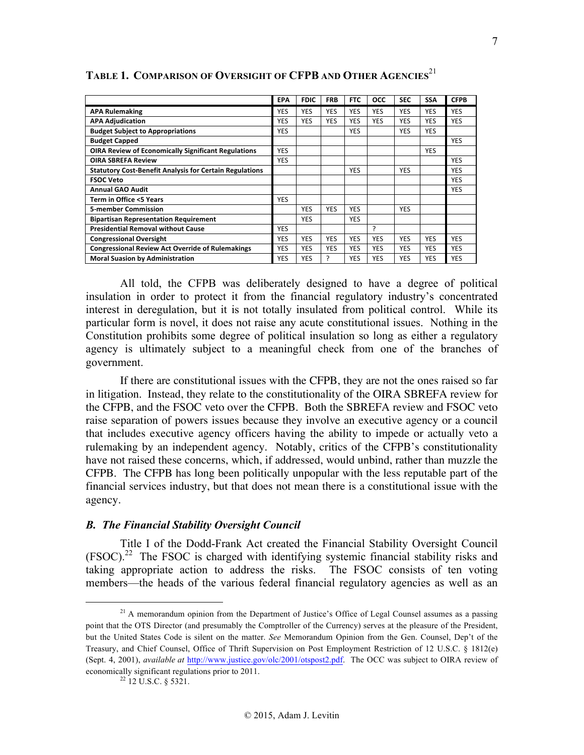**TABLE 1. COMPARISON OF OVERSIGHT OF CFPB AND OTHER AGENCIES**[21]

| | EPA | FDIC | FRB | FTC | OCC | SEC | SSA | CFPB |
|---|---|---|---|---|---|---|---|---|
| **APA Rulemaking** | YES | YES | YES | YES | YES | YES | YES | YES |
| **APA Adjudication** | YES | YES | YES | YES | YES | YES | YES | YES |
| **Budget Subject to Appropriations** | YES | | | YES | | YES | YES | |
| **Budget Capped** | | | | | | | | YES |
| **OIRA Review of Economically Significant Regulations** | YES | | | | | | YES | |
| **OIRA SBREFA Review** | YES | | | | | | | YES |
| **Statutory Cost-Benefit Analysis for Certain Regulations** | | | | YES | | YES | | YES |
| **FSOC Veto** | | | | | | | | YES |
| **Annual GAO Audit** | | | | | | | | YES |
| **Term in Office <5 Years** | YES | | | | | | | |
| **5-member Commission** | | YES | YES | YES | | YES | | |
| **Bipartisan Representation Requirement** | | YES | | YES | | | | |
| **Presidential Removal without Cause** | YES | | | | ? | | | |
| **Congressional Oversight** | YES | YES | YES | YES | YES | YES | YES | YES |
| **Congressional Review Act Override of Rulemakings** | YES | YES | YES | YES | YES | YES | YES | YES |
| **Moral Suasion by Administration** | YES | YES | ? | YES | YES | YES | YES | YES |

All told, the CFPB was deliberately designed to have a degree of political insulation in order to protect it from the financial regulatory industry's concentrated interest in deregulation, but it is not totally insulated from political control. While its particular form is novel, it does not raise any acute constitutional issues. Nothing in the Constitution prohibits some degree of political insulation so long as either a regulatory agency is ultimately subject to a meaningful check from one of the branches of government.

If there are constitutional issues with the CFPB, they are not the ones raised so far in litigation. Instead, they relate to the constitutionality of the OIRA SBREFA review for the CFPB, and the FSOC veto over the CFPB. Both the SBREFA review and FSOC veto raise separation of powers issues because they involve an executive agency or a council that includes executive agency officers having the ability to impede or actually veto a rulemaking by an independent agency. Notably, critics of the CFPB's constitutionality have not raised these concerns, which, if addressed, would unbind, rather than muzzle the CFPB. The CFPB has long been politically unpopular with the less reputable part of the financial services industry, but that does not mean there is a constitutional issue with the agency.

### *B. The Financial Stability Oversight Council*

Title I of the Dodd-Frank Act created the Financial Stability Oversight Council (FSOC).[22] The FSOC is charged with identifying systemic financial stability risks and taking appropriate action to address the risks. The FSOC consists of ten voting members—the heads of the various federal financial regulatory agencies as well as an

---

[21] A memorandum opinion from the Department of Justice's Office of Legal Counsel assumes as a passing point that the OTS Director (and presumably the Comptroller of the Currency) serves at the pleasure of the President, but the United States Code is silent on the matter. *See* Memorandum Opinion from the Gen. Counsel, Dep't of the Treasury, and Chief Counsel, Office of Thrift Supervision on Post Employment Restriction of 12 U.S.C. § 1812(e) (Sept. 4, 2001), *available at* http://www.justice.gov/olc/2001/otspost2.pdf. The OCC was subject to OIRA review of economically significant regulations prior to 2011.

[22] 12 U.S.C. § 5321.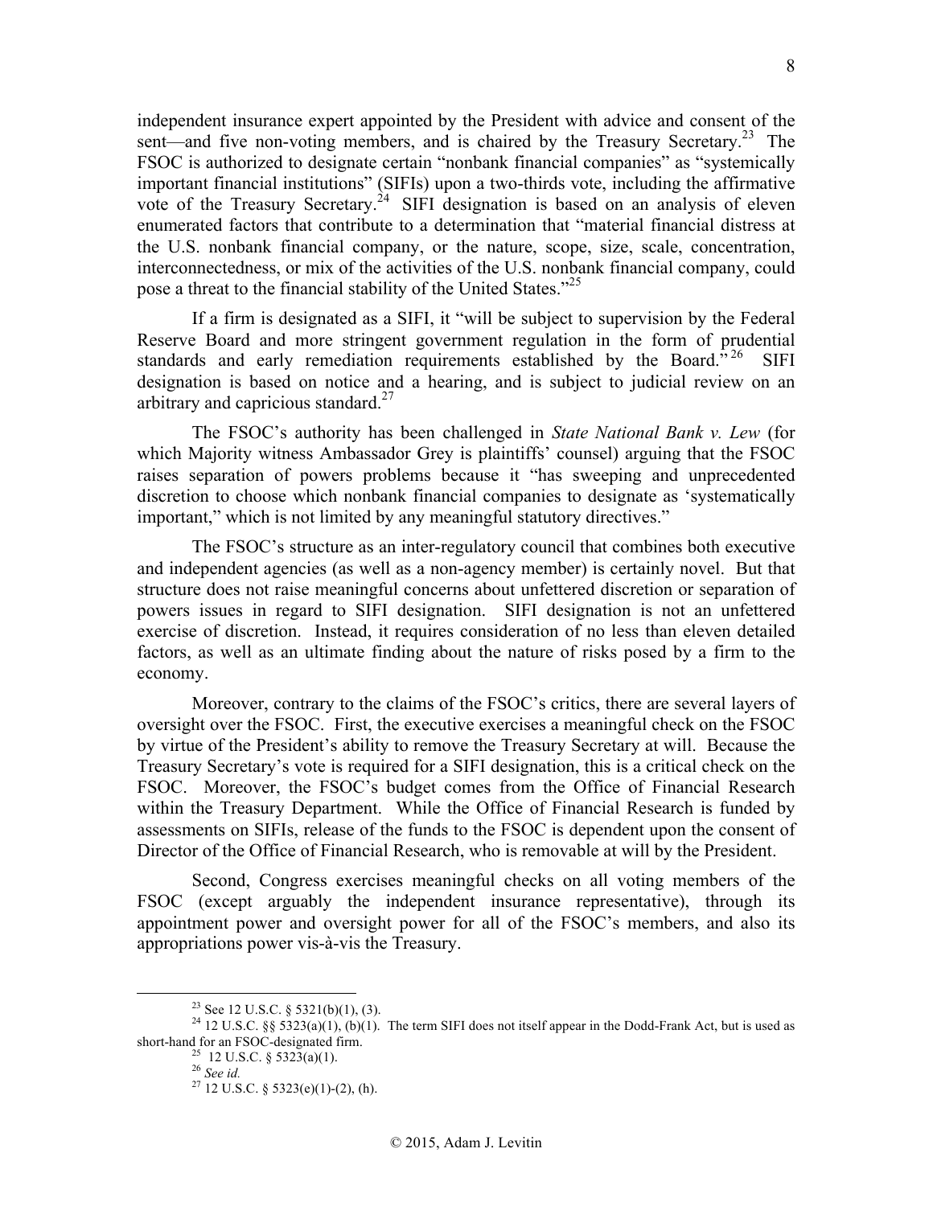independent insurance expert appointed by the President with advice and consent of the sent—and five non-voting members, and is chaired by the Treasury Secretary.[23] The FSOC is authorized to designate certain "nonbank financial companies" as "systemically important financial institutions" (SIFIs) upon a two-thirds vote, including the affirmative vote of the Treasury Secretary.[24] SIFI designation is based on an analysis of eleven enumerated factors that contribute to a determination that "material financial distress at the U.S. nonbank financial company, or the nature, scope, size, scale, concentration, interconnectedness, or mix of the activities of the U.S. nonbank financial company, could pose a threat to the financial stability of the United States."[25]

If a firm is designated as a SIFI, it "will be subject to supervision by the Federal Reserve Board and more stringent government regulation in the form of prudential standards and early remediation requirements established by the Board."[26] SIFI designation is based on notice and a hearing, and is subject to judicial review on an arbitrary and capricious standard.[27]

The FSOC's authority has been challenged in *State National Bank v. Lew* (for which Majority witness Ambassador Grey is plaintiffs' counsel) arguing that the FSOC raises separation of powers problems because it "has sweeping and unprecedented discretion to choose which nonbank financial companies to designate as 'systematically important," which is not limited by any meaningful statutory directives."

The FSOC's structure as an inter-regulatory council that combines both executive and independent agencies (as well as a non-agency member) is certainly novel. But that structure does not raise meaningful concerns about unfettered discretion or separation of powers issues in regard to SIFI designation. SIFI designation is not an unfettered exercise of discretion. Instead, it requires consideration of no less than eleven detailed factors, as well as an ultimate finding about the nature of risks posed by a firm to the economy.

Moreover, contrary to the claims of the FSOC's critics, there are several layers of oversight over the FSOC. First, the executive exercises a meaningful check on the FSOC by virtue of the President's ability to remove the Treasury Secretary at will. Because the Treasury Secretary's vote is required for a SIFI designation, this is a critical check on the FSOC. Moreover, the FSOC's budget comes from the Office of Financial Research within the Treasury Department. While the Office of Financial Research is funded by assessments on SIFIs, release of the funds to the FSOC is dependent upon the consent of Director of the Office of Financial Research, who is removable at will by the President.

Second, Congress exercises meaningful checks on all voting members of the FSOC (except arguably the independent insurance representative), through its appointment power and oversight power for all of the FSOC's members, and also its appropriations power vis-à-vis the Treasury.

---

[23] See 12 U.S.C. § 5321(b)(1), (3).

[24] 12 U.S.C. §§ 5323(a)(1), (b)(1). The term SIFI does not itself appear in the Dodd-Frank Act, but is used as short-hand for an FSOC-designated firm.

[25] 12 U.S.C. § 5323(a)(1).

[26] *See id.*

[27] 12 U.S.C. § 5323(e)(1)-(2), (h).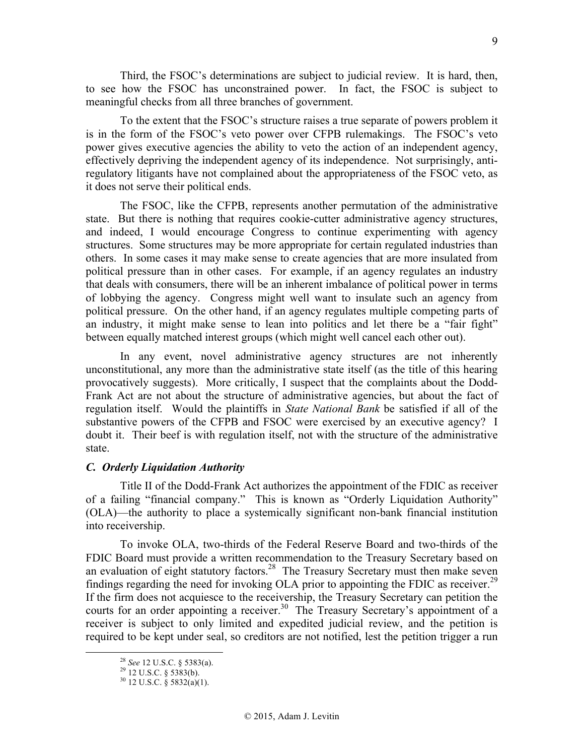Third, the FSOC's determinations are subject to judicial review. It is hard, then, to see how the FSOC has unconstrained power. In fact, the FSOC is subject to meaningful checks from all three branches of government.

To the extent that the FSOC's structure raises a true separate of powers problem it is in the form of the FSOC's veto power over CFPB rulemakings. The FSOC's veto power gives executive agencies the ability to veto the action of an independent agency, effectively depriving the independent agency of its independence. Not surprisingly, anti-regulatory litigants have not complained about the appropriateness of the FSOC veto, as it does not serve their political ends.

The FSOC, like the CFPB, represents another permutation of the administrative state. But there is nothing that requires cookie-cutter administrative agency structures, and indeed, I would encourage Congress to continue experimenting with agency structures. Some structures may be more appropriate for certain regulated industries than others. In some cases it may make sense to create agencies that are more insulated from political pressure than in other cases. For example, if an agency regulates an industry that deals with consumers, there will be an inherent imbalance of political power in terms of lobbying the agency. Congress might well want to insulate such an agency from political pressure. On the other hand, if an agency regulates multiple competing parts of an industry, it might make sense to lean into politics and let there be a "fair fight" between equally matched interest groups (which might well cancel each other out).

In any event, novel administrative agency structures are not inherently unconstitutional, any more than the administrative state itself (as the title of this hearing provocatively suggests). More critically, I suspect that the complaints about the Dodd-Frank Act are not about the structure of administrative agencies, but about the fact of regulation itself. Would the plaintiffs in *State National Bank* be satisfied if all of the substantive powers of the CFPB and FSOC were exercised by an executive agency? I doubt it. Their beef is with regulation itself, not with the structure of the administrative state.

### *C. Orderly Liquidation Authority*

Title II of the Dodd-Frank Act authorizes the appointment of the FDIC as receiver of a failing "financial company." This is known as "Orderly Liquidation Authority" (OLA)—the authority to place a systemically significant non-bank financial institution into receivership.

To invoke OLA, two-thirds of the Federal Reserve Board and two-thirds of the FDIC Board must provide a written recommendation to the Treasury Secretary based on an evaluation of eight statutory factors.[28] The Treasury Secretary must then make seven findings regarding the need for invoking OLA prior to appointing the FDIC as receiver.[29] If the firm does not acquiesce to the receivership, the Treasury Secretary can petition the courts for an order appointing a receiver.[30] The Treasury Secretary's appointment of a receiver is subject to only limited and expedited judicial review, and the petition is required to be kept under seal, so creditors are not notified, lest the petition trigger a run

---

[28] *See* 12 U.S.C. § 5383(a).

[29] 12 U.S.C. § 5383(b).

[30] 12 U.S.C. § 5832(a)(1).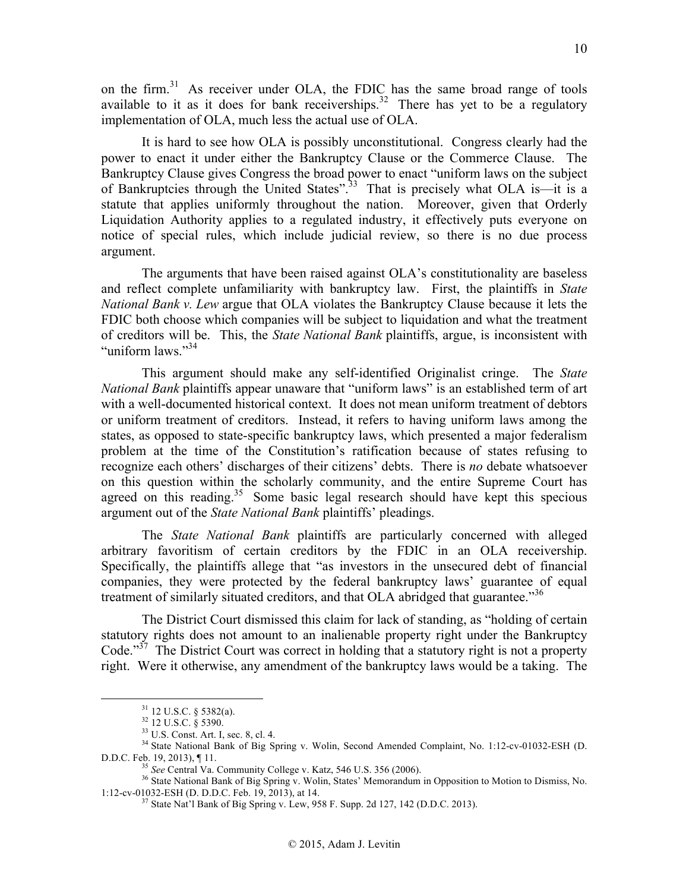on the firm.[31] As receiver under OLA, the FDIC has the same broad range of tools available to it as it does for bank receiverships.[32] There has yet to be a regulatory implementation of OLA, much less the actual use of OLA.

It is hard to see how OLA is possibly unconstitutional. Congress clearly had the power to enact it under either the Bankruptcy Clause or the Commerce Clause. The Bankruptcy Clause gives Congress the broad power to enact "uniform laws on the subject of Bankruptcies through the United States".[33] That is precisely what OLA is—it is a statute that applies uniformly throughout the nation. Moreover, given that Orderly Liquidation Authority applies to a regulated industry, it effectively puts everyone on notice of special rules, which include judicial review, so there is no due process argument.

The arguments that have been raised against OLA's constitutionality are baseless and reflect complete unfamiliarity with bankruptcy law. First, the plaintiffs in *State National Bank v. Lew* argue that OLA violates the Bankruptcy Clause because it lets the FDIC both choose which companies will be subject to liquidation and what the treatment of creditors will be. This, the *State National Bank* plaintiffs, argue, is inconsistent with "uniform laws."[34]

This argument should make any self-identified Originalist cringe. The *State National Bank* plaintiffs appear unaware that "uniform laws" is an established term of art with a well-documented historical context. It does not mean uniform treatment of debtors or uniform treatment of creditors. Instead, it refers to having uniform laws among the states, as opposed to state-specific bankruptcy laws, which presented a major federalism problem at the time of the Constitution's ratification because of states refusing to recognize each others' discharges of their citizens' debts. There is *no* debate whatsoever on this question within the scholarly community, and the entire Supreme Court has agreed on this reading.[35] Some basic legal research should have kept this specious argument out of the *State National Bank* plaintiffs' pleadings.

The *State National Bank* plaintiffs are particularly concerned with alleged arbitrary favoritism of certain creditors by the FDIC in an OLA receivership. Specifically, the plaintiffs allege that "as investors in the unsecured debt of financial companies, they were protected by the federal bankruptcy laws' guarantee of equal treatment of similarly situated creditors, and that OLA abridged that guarantee."[36]

The District Court dismissed this claim for lack of standing, as "holding of certain statutory rights does not amount to an inalienable property right under the Bankruptcy Code."[37] The District Court was correct in holding that a statutory right is not a property right. Were it otherwise, any amendment of the bankruptcy laws would be a taking. The

---

[31] 12 U.S.C. § 5382(a).

[32] 12 U.S.C. § 5390.

[33] U.S. Const. Art. I, sec. 8, cl. 4.

[34] State National Bank of Big Spring v. Wolin, Second Amended Complaint, No. 1:12-cv-01032-ESH (D. D.D.C. Feb. 19, 2013), ¶ 11.

[35] *See* Central Va. Community College v. Katz, 546 U.S. 356 (2006).

[36] State National Bank of Big Spring v. Wolin, States' Memorandum in Opposition to Motion to Dismiss, No. 1:12-cv-01032-ESH (D. D.D.C. Feb. 19, 2013), at 14.

[37] State Nat'l Bank of Big Spring v. Lew, 958 F. Supp. 2d 127, 142 (D.D.C. 2013).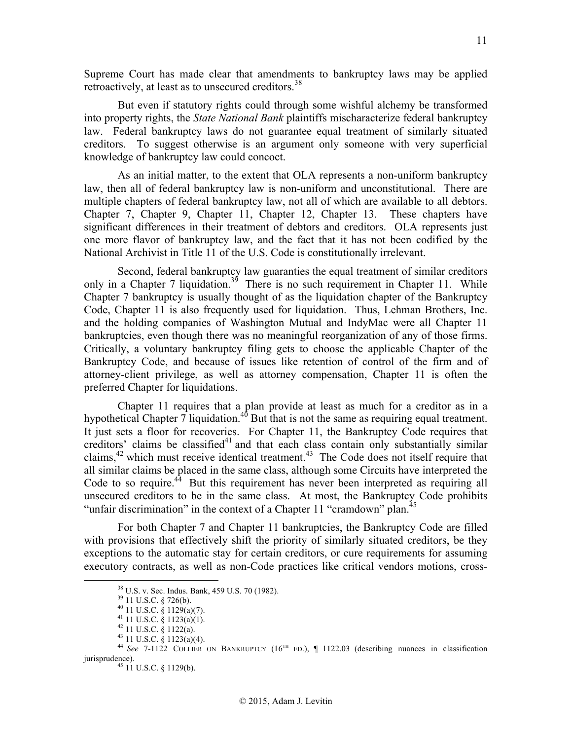Supreme Court has made clear that amendments to bankruptcy laws may be applied retroactively, at least as to unsecured creditors.[38]

But even if statutory rights could through some wishful alchemy be transformed into property rights, the *State National Bank* plaintiffs mischaracterize federal bankruptcy law. Federal bankruptcy laws do not guarantee equal treatment of similarly situated creditors. To suggest otherwise is an argument only someone with very superficial knowledge of bankruptcy law could concoct.

As an initial matter, to the extent that OLA represents a non-uniform bankruptcy law, then all of federal bankruptcy law is non-uniform and unconstitutional. There are multiple chapters of federal bankruptcy law, not all of which are available to all debtors. Chapter 7, Chapter 9, Chapter 11, Chapter 12, Chapter 13. These chapters have significant differences in their treatment of debtors and creditors. OLA represents just one more flavor of bankruptcy law, and the fact that it has not been codified by the National Archivist in Title 11 of the U.S. Code is constitutionally irrelevant.

Second, federal bankruptcy law guaranties the equal treatment of similar creditors only in a Chapter 7 liquidation.[39] There is no such requirement in Chapter 11. While Chapter 7 bankruptcy is usually thought of as the liquidation chapter of the Bankruptcy Code, Chapter 11 is also frequently used for liquidation. Thus, Lehman Brothers, Inc. and the holding companies of Washington Mutual and IndyMac were all Chapter 11 bankruptcies, even though there was no meaningful reorganization of any of those firms. Critically, a voluntary bankruptcy filing gets to choose the applicable Chapter of the Bankruptcy Code, and because of issues like retention of control of the firm and of attorney-client privilege, as well as attorney compensation, Chapter 11 is often the preferred Chapter for liquidations.

Chapter 11 requires that a plan provide at least as much for a creditor as in a hypothetical Chapter 7 liquidation.[40] But that is not the same as requiring equal treatment. It just sets a floor for recoveries. For Chapter 11, the Bankruptcy Code requires that creditors' claims be classified[41] and that each class contain only substantially similar claims,[42] which must receive identical treatment.[43] The Code does not itself require that all similar claims be placed in the same class, although some Circuits have interpreted the Code to so require.[44] But this requirement has never been interpreted as requiring all unsecured creditors to be in the same class. At most, the Bankruptcy Code prohibits "unfair discrimination" in the context of a Chapter 11 "cramdown" plan.[45]

For both Chapter 7 and Chapter 11 bankruptcies, the Bankruptcy Code are filled with provisions that effectively shift the priority of similarly situated creditors, be they exceptions to the automatic stay for certain creditors, or cure requirements for assuming executory contracts, as well as non-Code practices like critical vendors motions, cross-

---

[38] U.S. v. Sec. Indus. Bank, 459 U.S. 70 (1982).

[39] 11 U.S.C. § 726(b).

[40] 11 U.S.C. § 1129(a)(7).

[41] 11 U.S.C. § 1123(a)(1).

[42] 11 U.S.C. § 1122(a).

[43] 11 U.S.C. § 1123(a)(4).

[44] *See* 7-1122 Collier on Bankruptcy (16th ed.), ¶ 1122.03 (describing nuances in classification jurisprudence).

[45] 11 U.S.C. § 1129(b).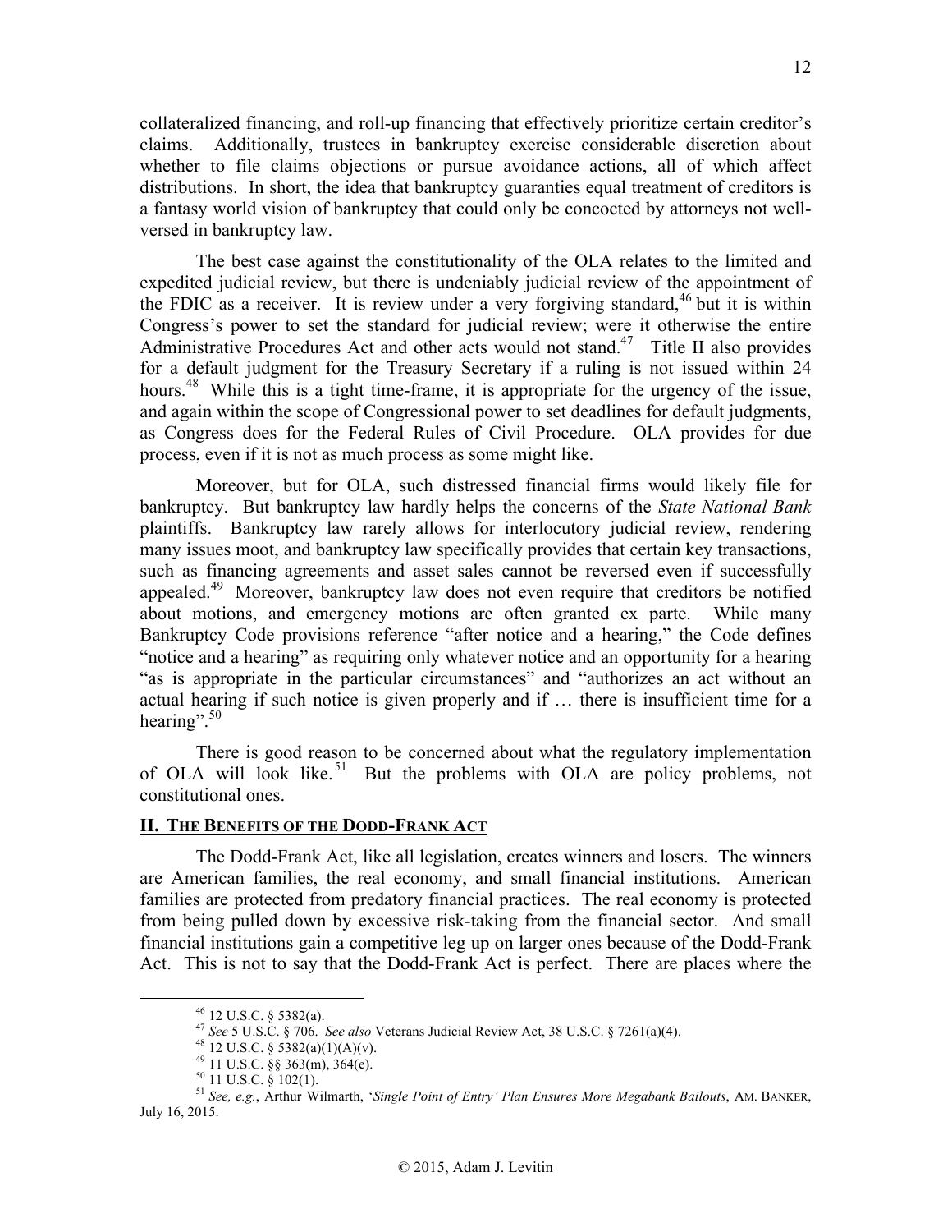collateralized financing, and roll-up financing that effectively prioritize certain creditor's claims. Additionally, trustees in bankruptcy exercise considerable discretion about whether to file claims objections or pursue avoidance actions, all of which affect distributions. In short, the idea that bankruptcy guaranties equal treatment of creditors is a fantasy world vision of bankruptcy that could only be concocted by attorneys not well-versed in bankruptcy law.

The best case against the constitutionality of the OLA relates to the limited and expedited judicial review, but there is undeniably judicial review of the appointment of the FDIC as a receiver. It is review under a very forgiving standard,[46] but it is within Congress's power to set the standard for judicial review; were it otherwise the entire Administrative Procedures Act and other acts would not stand.[47] Title II also provides for a default judgment for the Treasury Secretary if a ruling is not issued within 24 hours.[48] While this is a tight time-frame, it is appropriate for the urgency of the issue, and again within the scope of Congressional power to set deadlines for default judgments, as Congress does for the Federal Rules of Civil Procedure. OLA provides for due process, even if it is not as much process as some might like.

Moreover, but for OLA, such distressed financial firms would likely file for bankruptcy. But bankruptcy law hardly helps the concerns of the *State National Bank* plaintiffs. Bankruptcy law rarely allows for interlocutory judicial review, rendering many issues moot, and bankruptcy law specifically provides that certain key transactions, such as financing agreements and asset sales cannot be reversed even if successfully appealed.[49] Moreover, bankruptcy law does not even require that creditors be notified about motions, and emergency motions are often granted ex parte. While many Bankruptcy Code provisions reference "after notice and a hearing," the Code defines "notice and a hearing" as requiring only whatever notice and an opportunity for a hearing "as is appropriate in the particular circumstances" and "authorizes an act without an actual hearing if such notice is given properly and if … there is insufficient time for a hearing".[50]

There is good reason to be concerned about what the regulatory implementation of OLA will look like.[51] But the problems with OLA are policy problems, not constitutional ones.

## II. The Benefits of the Dodd-Frank Act

The Dodd-Frank Act, like all legislation, creates winners and losers. The winners are American families, the real economy, and small financial institutions. American families are protected from predatory financial practices. The real economy is protected from being pulled down by excessive risk-taking from the financial sector. And small financial institutions gain a competitive leg up on larger ones because of the Dodd-Frank Act. This is not to say that the Dodd-Frank Act is perfect. There are places where the

---

[46] 12 U.S.C. § 5382(a).

[47] *See* 5 U.S.C. § 706. *See also* Veterans Judicial Review Act, 38 U.S.C. § 7261(a)(4).

[48] 12 U.S.C. § 5382(a)(1)(A)(v).

[49] 11 U.S.C. §§ 363(m), 364(e).

[50] 11 U.S.C. § 102(1).

[51] *See, e.g.*, Arthur Wilmarth, '*Single Point of Entry' Plan Ensures More Megabank Bailouts*, AM. BANKER, July 16, 2015.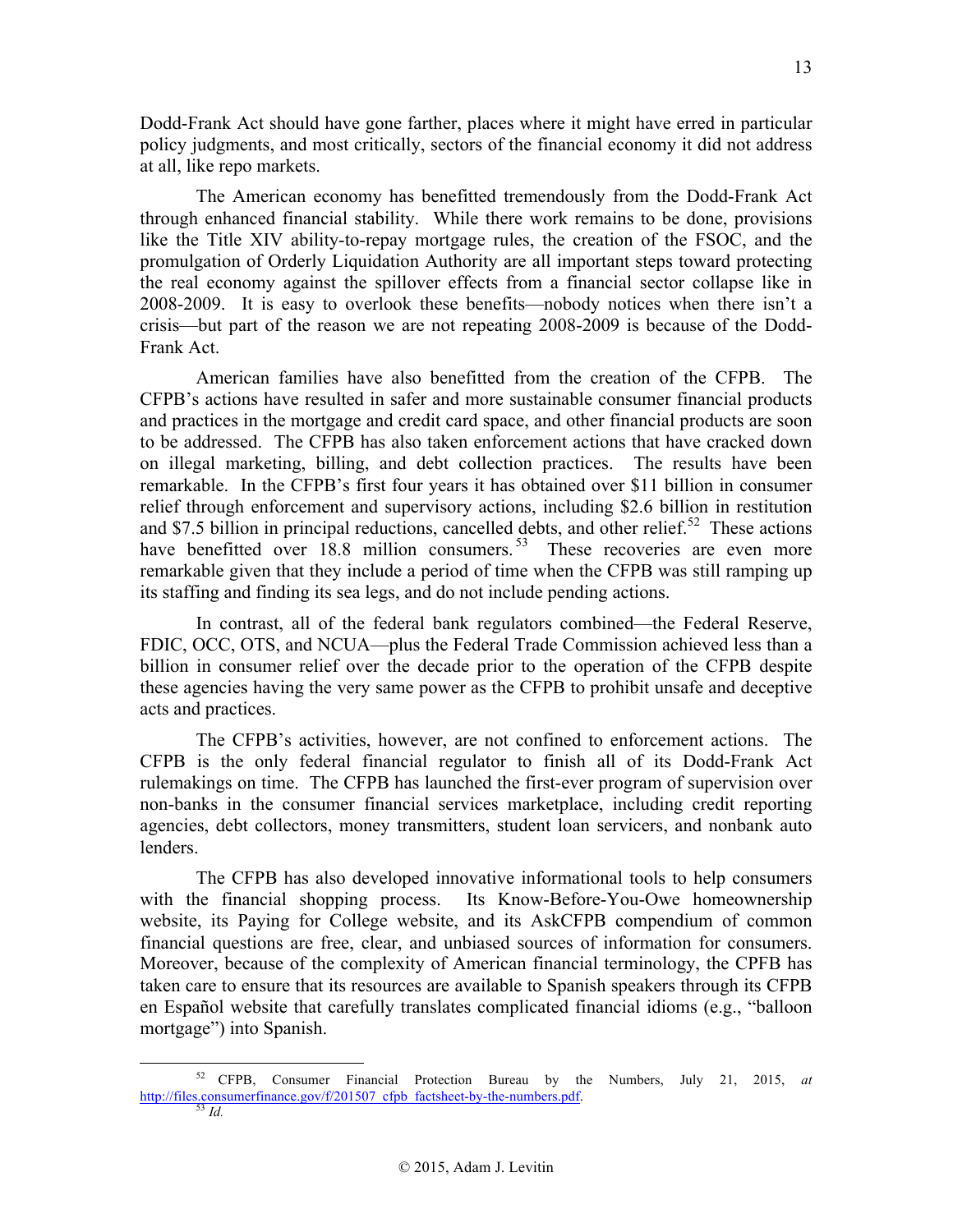Dodd-Frank Act should have gone farther, places where it might have erred in particular policy judgments, and most critically, sectors of the financial economy it did not address at all, like repo markets.

The American economy has benefitted tremendously from the Dodd-Frank Act through enhanced financial stability. While there work remains to be done, provisions like the Title XIV ability-to-repay mortgage rules, the creation of the FSOC, and the promulgation of Orderly Liquidation Authority are all important steps toward protecting the real economy against the spillover effects from a financial sector collapse like in 2008-2009. It is easy to overlook these benefits—nobody notices when there isn't a crisis—but part of the reason we are not repeating 2008-2009 is because of the Dodd-Frank Act.

American families have also benefitted from the creation of the CFPB. The CFPB's actions have resulted in safer and more sustainable consumer financial products and practices in the mortgage and credit card space, and other financial products are soon to be addressed. The CFPB has also taken enforcement actions that have cracked down on illegal marketing, billing, and debt collection practices. The results have been remarkable. In the CFPB's first four years it has obtained over $11 billion in consumer relief through enforcement and supervisory actions, including $2.6 billion in restitution and $7.5 billion in principal reductions, cancelled debts, and other relief.[52] These actions have benefitted over 18.8 million consumers.[53] These recoveries are even more remarkable given that they include a period of time when the CFPB was still ramping up its staffing and finding its sea legs, and do not include pending actions.

In contrast, all of the federal bank regulators combined—the Federal Reserve, FDIC, OCC, OTS, and NCUA—plus the Federal Trade Commission achieved less than a billion in consumer relief over the decade prior to the operation of the CFPB despite these agencies having the very same power as the CFPB to prohibit unsafe and deceptive acts and practices.

The CFPB's activities, however, are not confined to enforcement actions. The CFPB is the only federal financial regulator to finish all of its Dodd-Frank Act rulemakings on time. The CFPB has launched the first-ever program of supervision over non-banks in the consumer financial services marketplace, including credit reporting agencies, debt collectors, money transmitters, student loan servicers, and nonbank auto lenders.

The CFPB has also developed innovative informational tools to help consumers with the financial shopping process. Its Know-Before-You-Owe homeownership website, its Paying for College website, and its AskCFPB compendium of common financial questions are free, clear, and unbiased sources of information for consumers. Moreover, because of the complexity of American financial terminology, the CPFB has taken care to ensure that its resources are available to Spanish speakers through its CFPB en Español website that carefully translates complicated financial idioms (e.g., "balloon mortgage") into Spanish.

---

[52] CFPB, Consumer Financial Protection Bureau by the Numbers, July 21, 2015, *at* http://files.consumerfinance.gov/f/201507_cfpb_factsheet-by-the-numbers.pdf.

[53] *Id.*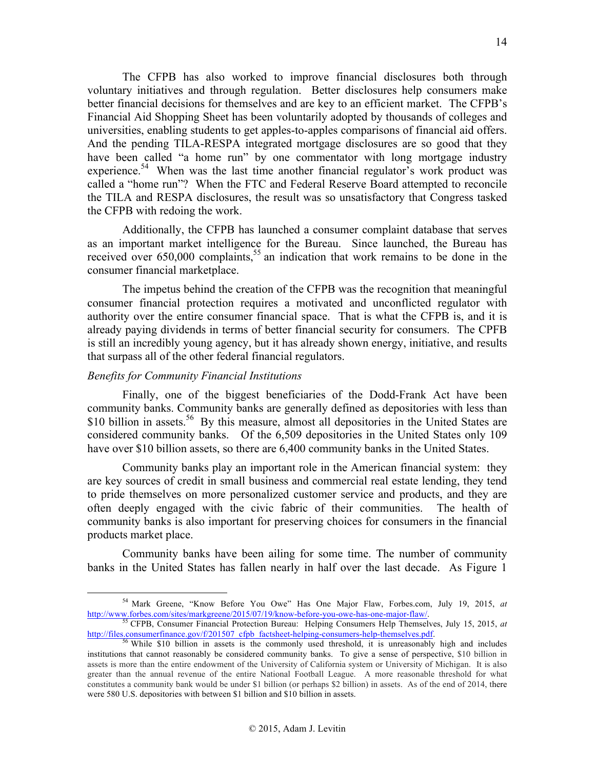The CFPB has also worked to improve financial disclosures both through voluntary initiatives and through regulation. Better disclosures help consumers make better financial decisions for themselves and are key to an efficient market. The CFPB's Financial Aid Shopping Sheet has been voluntarily adopted by thousands of colleges and universities, enabling students to get apples-to-apples comparisons of financial aid offers. And the pending TILA-RESPA integrated mortgage disclosures are so good that they have been called "a home run" by one commentator with long mortgage industry experience.[54] When was the last time another financial regulator's work product was called a "home run"? When the FTC and Federal Reserve Board attempted to reconcile the TILA and RESPA disclosures, the result was so unsatisfactory that Congress tasked the CFPB with redoing the work.

Additionally, the CFPB has launched a consumer complaint database that serves as an important market intelligence for the Bureau. Since launched, the Bureau has received over 650,000 complaints,[55] an indication that work remains to be done in the consumer financial marketplace.

The impetus behind the creation of the CFPB was the recognition that meaningful consumer financial protection requires a motivated and unconflicted regulator with authority over the entire consumer financial space. That is what the CFPB is, and it is already paying dividends in terms of better financial security for consumers. The CPFB is still an incredibly young agency, but it has already shown energy, initiative, and results that surpass all of the other federal financial regulators.

*Benefits for Community Financial Institutions*

Finally, one of the biggest beneficiaries of the Dodd-Frank Act have been community banks. Community banks are generally defined as depositories with less than $10 billion in assets.[56] By this measure, almost all depositories in the United States are considered community banks. Of the 6,509 depositories in the United States only 109 have over $10 billion assets, so there are 6,400 community banks in the United States.

Community banks play an important role in the American financial system: they are key sources of credit in small business and commercial real estate lending, they tend to pride themselves on more personalized customer service and products, and they are often deeply engaged with the civic fabric of their communities. The health of community banks is also important for preserving choices for consumers in the financial products market place.

Community banks have been ailing for some time. The number of community banks in the United States has fallen nearly in half over the last decade. As Figure 1

---

[54] Mark Greene, "Know Before You Owe" Has One Major Flaw, Forbes.com, July 19, 2015, *at* http://www.forbes.com/sites/markgreene/2015/07/19/know-before-you-owe-has-one-major-flaw/.

[55] CFPB, Consumer Financial Protection Bureau: Helping Consumers Help Themselves, July 15, 2015, *at* http://files.consumerfinance.gov/f/201507_cfpb_factsheet-helping-consumers-help-themselves.pdf.

[56] While $10 billion in assets is the commonly used threshold, it is unreasonably high and includes institutions that cannot reasonably be considered community banks. To give a sense of perspective, $10 billion in assets is more than the entire endowment of the University of California system or University of Michigan. It is also greater than the annual revenue of the entire National Football League. A more reasonable threshold for what constitutes a community bank would be under $1 billion (or perhaps $2 billion) in assets. As of the end of 2014, there were 580 U.S. depositories with between $1 billion and $10 billion in assets.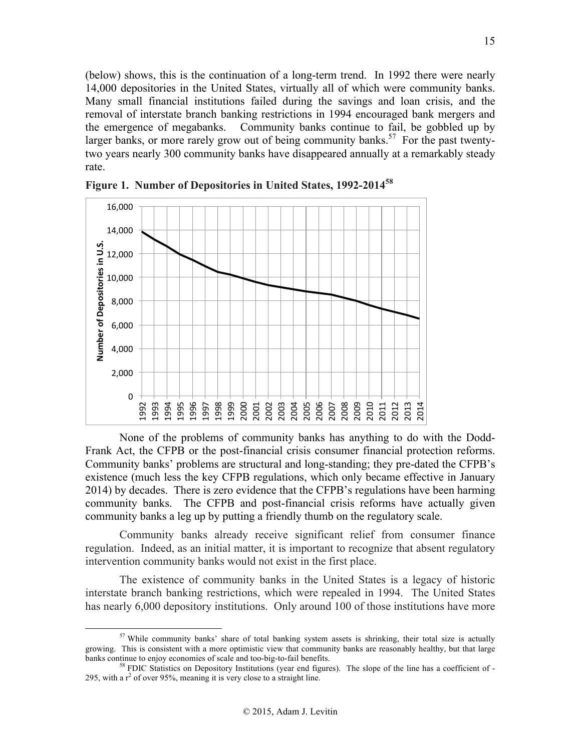(below) shows, this is the continuation of a long-term trend. In 1992 there were nearly 14,000 depositories in the United States, virtually all of which were community banks. Many small financial institutions failed during the savings and loan crisis, and the removal of interstate branch banking restrictions in 1994 encouraged bank mergers and the emergence of megabanks. Community banks continue to fail, be gobbled up by larger banks, or more rarely grow out of being community banks.[57] For the past twenty-two years nearly 300 community banks have disappeared annually at a remarkably steady rate.

**Figure 1. Number of Depositories in United States, 1992-2014[58]**

None of the problems of community banks has anything to do with the Dodd-Frank Act, the CFPB or the post-financial crisis consumer financial protection reforms. Community banks' problems are structural and long-standing; they pre-dated the CFPB's existence (much less the key CFPB regulations, which only became effective in January 2014) by decades. There is zero evidence that the CFPB's regulations have been harming community banks. The CFPB and post-financial crisis reforms have actually given community banks a leg up by putting a friendly thumb on the regulatory scale.

Community banks already receive significant relief from consumer finance regulation. Indeed, as an initial matter, it is important to recognize that absent regulatory intervention community banks would not exist in the first place.

The existence of community banks in the United States is a legacy of historic interstate branch banking restrictions, which were repealed in 1994. The United States has nearly 6,000 depository institutions. Only around 100 of those institutions have more

---

[57] While community banks' share of total banking system assets is shrinking, their total size is actually growing. This is consistent with a more optimistic view that community banks are reasonably healthy, but that large banks continue to enjoy economies of scale and too-big-to-fail benefits.

[58] FDIC Statistics on Depository Institutions (year end figures). The slope of the line has a coefficient of -295, with a $r^2$ of over 95%, meaning it is very close to a straight line.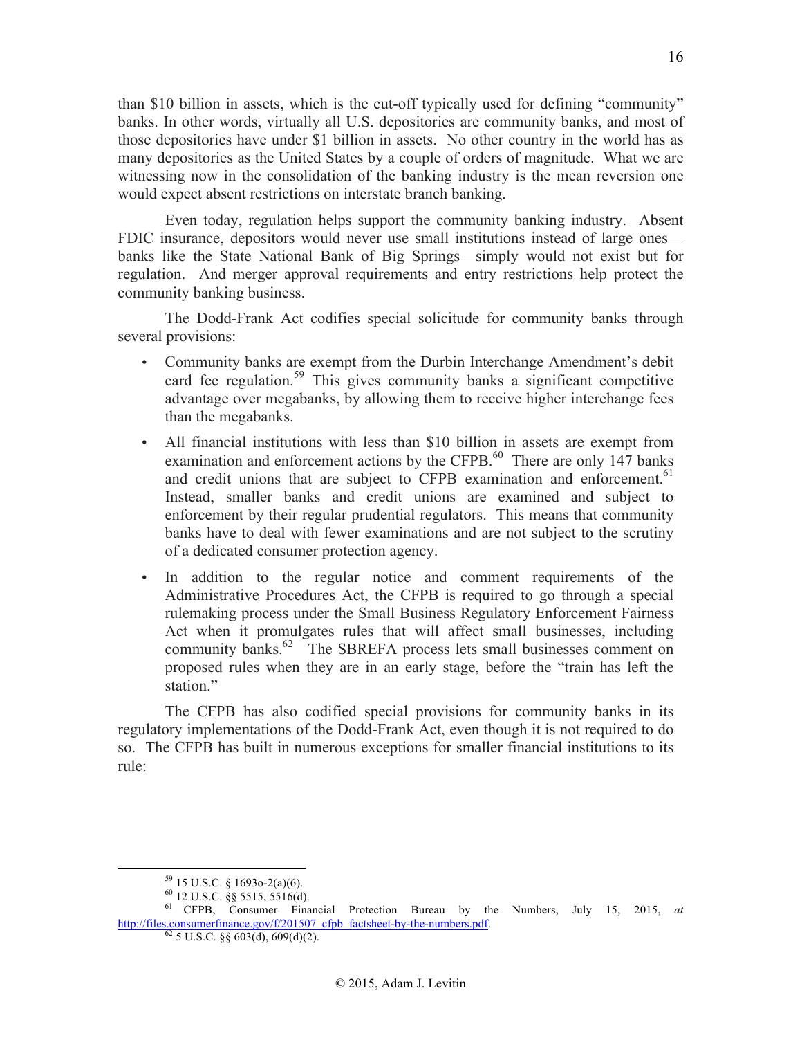than $10 billion in assets, which is the cut-off typically used for defining "community" banks. In other words, virtually all U.S. depositories are community banks, and most of those depositories have under $1 billion in assets. No other country in the world has as many depositories as the United States by a couple of orders of magnitude. What we are witnessing now in the consolidation of the banking industry is the mean reversion one would expect absent restrictions on interstate branch banking.

Even today, regulation helps support the community banking industry. Absent FDIC insurance, depositors would never use small institutions instead of large ones—banks like the State National Bank of Big Springs—simply would not exist but for regulation. And merger approval requirements and entry restrictions help protect the community banking business.

The Dodd-Frank Act codifies special solicitude for community banks through several provisions:

- Community banks are exempt from the Durbin Interchange Amendment's debit card fee regulation.[59] This gives community banks a significant competitive advantage over megabanks, by allowing them to receive higher interchange fees than the megabanks.
- All financial institutions with less than $10 billion in assets are exempt from examination and enforcement actions by the CFPB.[60] There are only 147 banks and credit unions that are subject to CFPB examination and enforcement.[61] Instead, smaller banks and credit unions are examined and subject to enforcement by their regular prudential regulators. This means that community banks have to deal with fewer examinations and are not subject to the scrutiny of a dedicated consumer protection agency.
- In addition to the regular notice and comment requirements of the Administrative Procedures Act, the CFPB is required to go through a special rulemaking process under the Small Business Regulatory Enforcement Fairness Act when it promulgates rules that will affect small businesses, including community banks.[62] The SBREFA process lets small businesses comment on proposed rules when they are in an early stage, before the "train has left the station."

The CFPB has also codified special provisions for community banks in its regulatory implementations of the Dodd-Frank Act, even though it is not required to do so. The CFPB has built in numerous exceptions for smaller financial institutions to its rule:

---

[59] 15 U.S.C. § 1693o-2(a)(6).

[60] 12 U.S.C. §§ 5515, 5516(d).

[61] CFPB, Consumer Financial Protection Bureau by the Numbers, July 15, 2015, *at* http://files.consumerfinance.gov/f/201507_cfpb_factsheet-by-the-numbers.pdf.

[62] 5 U.S.C. §§ 603(d), 609(d)(2).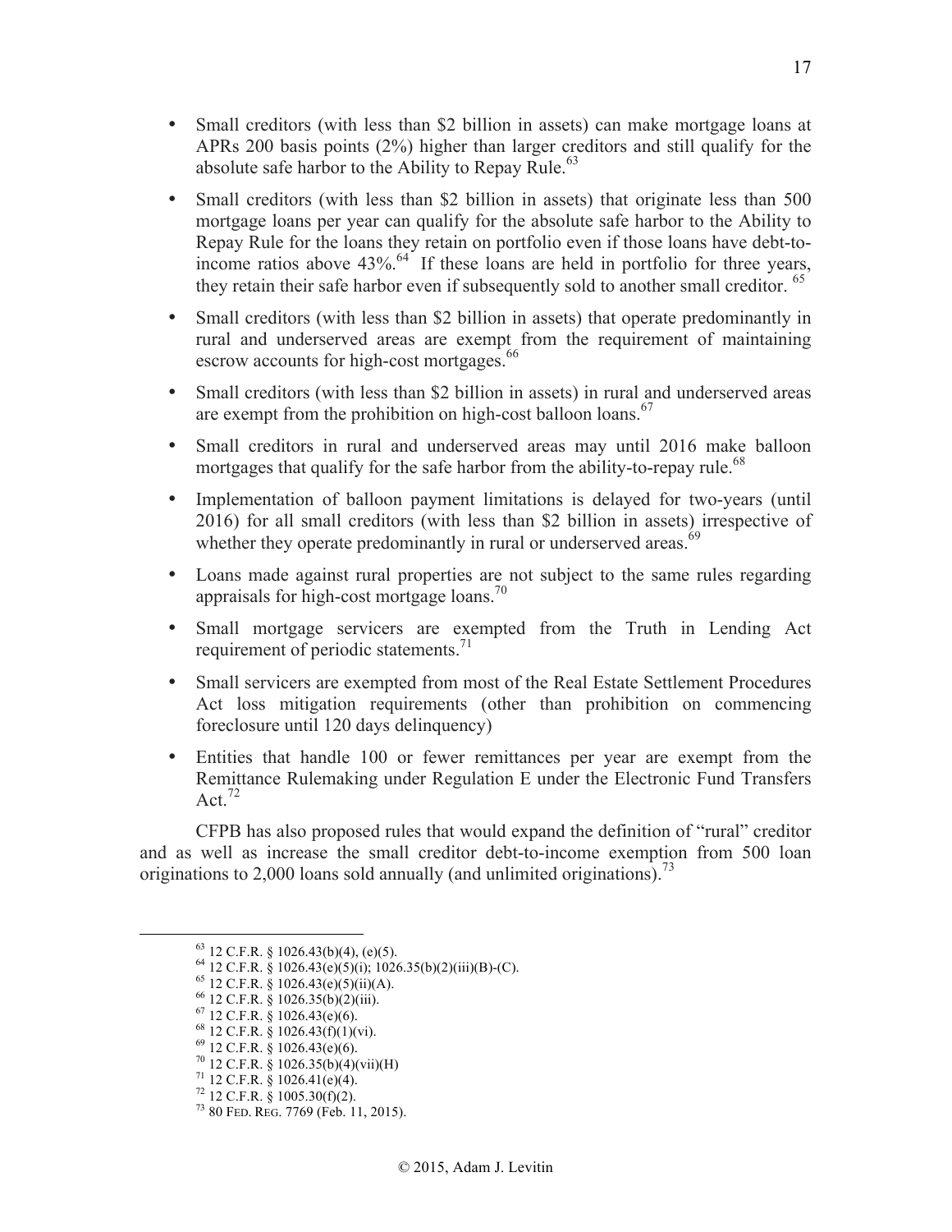- Small creditors (with less than $2 billion in assets) can make mortgage loans at APRs 200 basis points (2%) higher than larger creditors and still qualify for the absolute safe harbor to the Ability to Repay Rule.[63]

- Small creditors (with less than $2 billion in assets) that originate less than 500 mortgage loans per year can qualify for the absolute safe harbor to the Ability to Repay Rule for the loans they retain on portfolio even if those loans have debt-to-income ratios above 43%.[64] If these loans are held in portfolio for three years, they retain their safe harbor even if subsequently sold to another small creditor.[65]

- Small creditors (with less than $2 billion in assets) that operate predominantly in rural and underserved areas are exempt from the requirement of maintaining escrow accounts for high-cost mortgages.[66]

- Small creditors (with less than $2 billion in assets) in rural and underserved areas are exempt from the prohibition on high-cost balloon loans.[67]

- Small creditors in rural and underserved areas may until 2016 make balloon mortgages that qualify for the safe harbor from the ability-to-repay rule.[68]

- Implementation of balloon payment limitations is delayed for two-years (until 2016) for all small creditors (with less than $2 billion in assets) irrespective of whether they operate predominantly in rural or underserved areas.[69]

- Loans made against rural properties are not subject to the same rules regarding appraisals for high-cost mortgage loans.[70]

- Small mortgage servicers are exempted from the Truth in Lending Act requirement of periodic statements.[71]

- Small servicers are exempted from most of the Real Estate Settlement Procedures Act loss mitigation requirements (other than prohibition on commencing foreclosure until 120 days delinquency)

- Entities that handle 100 or fewer remittances per year are exempt from the Remittance Rulemaking under Regulation E under the Electronic Fund Transfers Act.[72]

CFPB has also proposed rules that would expand the definition of "rural" creditor and as well as increase the small creditor debt-to-income exemption from 500 loan originations to 2,000 loans sold annually (and unlimited originations).[73]

---

[63] 12 C.F.R. § 1026.43(b)(4), (e)(5).
[64] 12 C.F.R. § 1026.43(e)(5)(i); 1026.35(b)(2)(iii)(B)-(C).
[65] 12 C.F.R. § 1026.43(e)(5)(ii)(A).
[66] 12 C.F.R. § 1026.35(b)(2)(iii).
[67] 12 C.F.R. § 1026.43(e)(6).
[68] 12 C.F.R. § 1026.43(f)(1)(vi).
[69] 12 C.F.R. § 1026.43(e)(6).
[70] 12 C.F.R. § 1026.35(b)(4)(vii)(H)
[71] 12 C.F.R. § 1026.41(e)(4).
[72] 12 C.F.R. § 1005.30(f)(2).
[73] 80 FED. REG. 7769 (Feb. 11, 2015).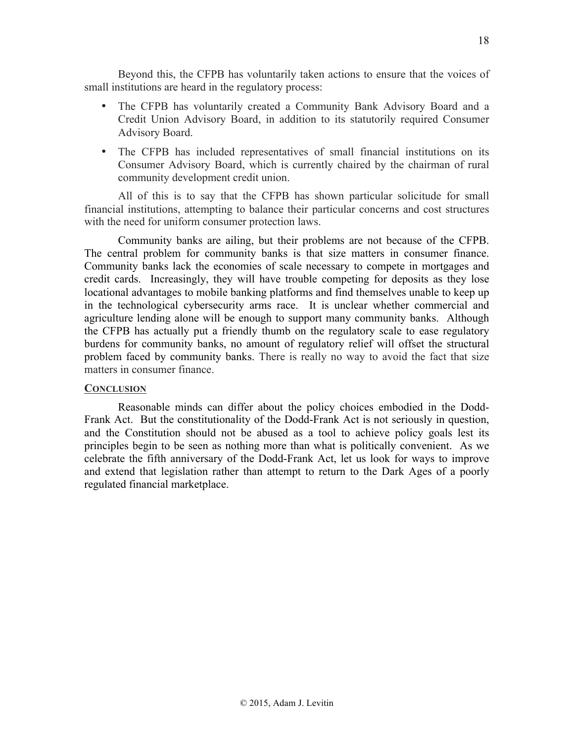Beyond this, the CFPB has voluntarily taken actions to ensure that the voices of small institutions are heard in the regulatory process:

- The CFPB has voluntarily created a Community Bank Advisory Board and a Credit Union Advisory Board, in addition to its statutorily required Consumer Advisory Board.
- The CFPB has included representatives of small financial institutions on its Consumer Advisory Board, which is currently chaired by the chairman of rural community development credit union.

All of this is to say that the CFPB has shown particular solicitude for small financial institutions, attempting to balance their particular concerns and cost structures with the need for uniform consumer protection laws.

Community banks are ailing, but their problems are not because of the CFPB. The central problem for community banks is that size matters in consumer finance. Community banks lack the economies of scale necessary to compete in mortgages and credit cards. Increasingly, they will have trouble competing for deposits as they lose locational advantages to mobile banking platforms and find themselves unable to keep up in the technological cybersecurity arms race. It is unclear whether commercial and agriculture lending alone will be enough to support many community banks. Although the CFPB has actually put a friendly thumb on the regulatory scale to ease regulatory burdens for community banks, no amount of regulatory relief will offset the structural problem faced by community banks. There is really no way to avoid the fact that size matters in consumer finance.

## CONCLUSION

Reasonable minds can differ about the policy choices embodied in the Dodd-Frank Act. But the constitutionality of the Dodd-Frank Act is not seriously in question, and the Constitution should not be abused as a tool to achieve policy goals lest its principles begin to be seen as nothing more than what is politically convenient. As we celebrate the fifth anniversary of the Dodd-Frank Act, let us look for ways to improve and extend that legislation rather than attempt to return to the Dark Ages of a poorly regulated financial marketplace.